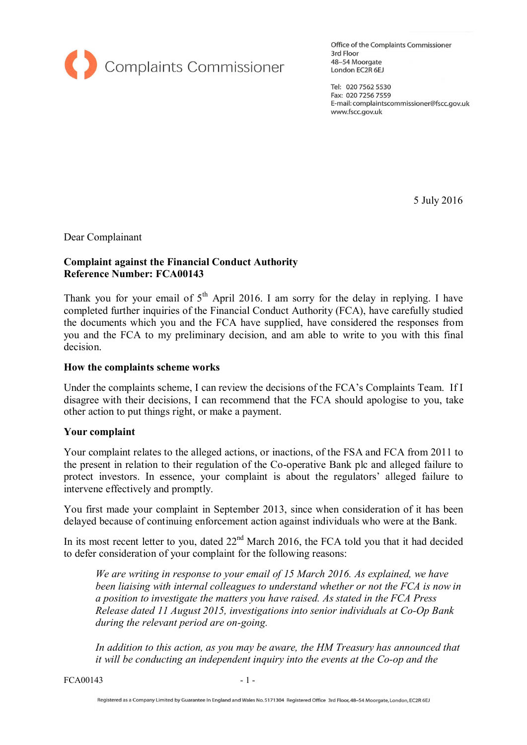Complaints Commissioner

Office of the Complaints Commissioner
3rd Floor
48–54 Moorgate
London EC2R 6EJ

Tel: 020 7562 5530
Fax: 020 7256 7559
E-mail: complaintscommissioner@fscc.gov.uk
www.fscc.gov.uk

5 July 2016

Dear Complainant

**Complaint against the Financial Conduct Authority**
**Reference Number: FCA00143**

Thank you for your email of 5th April 2016. I am sorry for the delay in replying. I have completed further inquiries of the Financial Conduct Authority (FCA), have carefully studied the documents which you and the FCA have supplied, have considered the responses from you and the FCA to my preliminary decision, and am able to write to you with this final decision.

**How the complaints scheme works**

Under the complaints scheme, I can review the decisions of the FCA's Complaints Team. If I disagree with their decisions, I can recommend that the FCA should apologise to you, take other action to put things right, or make a payment.

**Your complaint**

Your complaint relates to the alleged actions, or inactions, of the FSA and FCA from 2011 to the present in relation to their regulation of the Co-operative Bank plc and alleged failure to protect investors. In essence, your complaint is about the regulators' alleged failure to intervene effectively and promptly.

You first made your complaint in September 2013, since when consideration of it has been delayed because of continuing enforcement action against individuals who were at the Bank.

In its most recent letter to you, dated 22nd March 2016, the FCA told you that it had decided to defer consideration of your complaint for the following reasons:

> *We are writing in response to your email of 15 March 2016. As explained, we have been liaising with internal colleagues to understand whether or not the FCA is now in a position to investigate the matters you have raised. As stated in the FCA Press Release dated 11 August 2015, investigations into senior individuals at Co-Op Bank during the relevant period are on-going.*
>
> *In addition to this action, as you may be aware, the HM Treasury has announced that it will be conducting an independent inquiry into the events at the Co-op and the*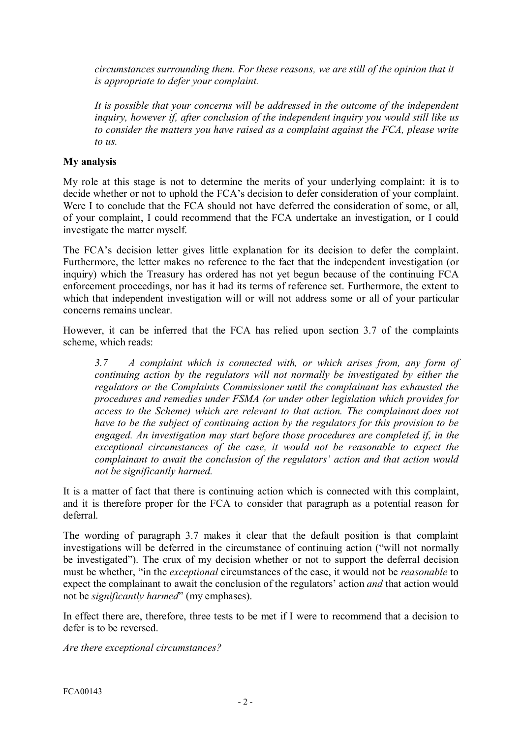*circumstances surrounding them. For these reasons, we are still of the opinion that it is appropriate to defer your complaint.*

*It is possible that your concerns will be addressed in the outcome of the independent inquiry, however if, after conclusion of the independent inquiry you would still like us to consider the matters you have raised as a complaint against the FCA, please write to us.*

**My analysis**

My role at this stage is not to determine the merits of your underlying complaint: it is to decide whether or not to uphold the FCA's decision to defer consideration of your complaint. Were I to conclude that the FCA should not have deferred the consideration of some, or all, of your complaint, I could recommend that the FCA undertake an investigation, or I could investigate the matter myself.

The FCA's decision letter gives little explanation for its decision to defer the complaint. Furthermore, the letter makes no reference to the fact that the independent investigation (or inquiry) which the Treasury has ordered has not yet begun because of the continuing FCA enforcement proceedings, nor has it had its terms of reference set. Furthermore, the extent to which that independent investigation will or will not address some or all of your particular concerns remains unclear.

However, it can be inferred that the FCA has relied upon section 3.7 of the complaints scheme, which reads:

> *3.7 A complaint which is connected with, or which arises from, any form of continuing action by the regulators will not normally be investigated by either the regulators or the Complaints Commissioner until the complainant has exhausted the procedures and remedies under FSMA (or under other legislation which provides for access to the Scheme) which are relevant to that action. The complainant does not have to be the subject of continuing action by the regulators for this provision to be engaged. An investigation may start before those procedures are completed if, in the exceptional circumstances of the case, it would not be reasonable to expect the complainant to await the conclusion of the regulators' action and that action would not be significantly harmed.*

It is a matter of fact that there is continuing action which is connected with this complaint, and it is therefore proper for the FCA to consider that paragraph as a potential reason for deferral.

The wording of paragraph 3.7 makes it clear that the default position is that complaint investigations will be deferred in the circumstance of continuing action ("will not normally be investigated"). The crux of my decision whether or not to support the deferral decision must be whether, "in the *exceptional* circumstances of the case, it would not be *reasonable* to expect the complainant to await the conclusion of the regulators' action *and* that action would not be *significantly harmed*" (my emphases).

In effect there are, therefore, three tests to be met if I were to recommend that a decision to defer is to be reversed.

*Are there exceptional circumstances?*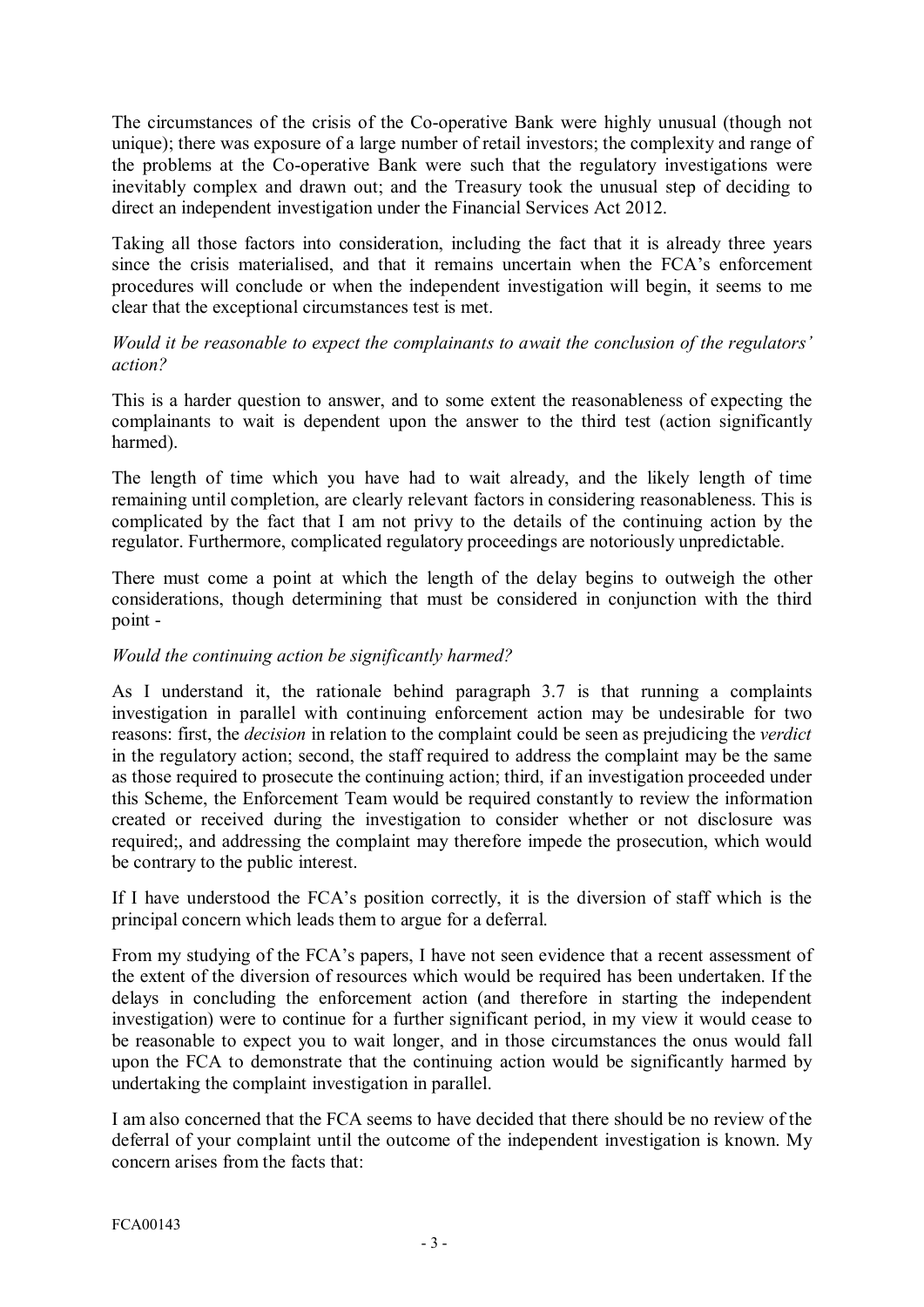The circumstances of the crisis of the Co-operative Bank were highly unusual (though not unique); there was exposure of a large number of retail investors; the complexity and range of the problems at the Co-operative Bank were such that the regulatory investigations were inevitably complex and drawn out; and the Treasury took the unusual step of deciding to direct an independent investigation under the Financial Services Act 2012.

Taking all those factors into consideration, including the fact that it is already three years since the crisis materialised, and that it remains uncertain when the FCA's enforcement procedures will conclude or when the independent investigation will begin, it seems to me clear that the exceptional circumstances test is met.

*Would it be reasonable to expect the complainants to await the conclusion of the regulators' action?*

This is a harder question to answer, and to some extent the reasonableness of expecting the complainants to wait is dependent upon the answer to the third test (action significantly harmed).

The length of time which you have had to wait already, and the likely length of time remaining until completion, are clearly relevant factors in considering reasonableness. This is complicated by the fact that I am not privy to the details of the continuing action by the regulator. Furthermore, complicated regulatory proceedings are notoriously unpredictable.

There must come a point at which the length of the delay begins to outweigh the other considerations, though determining that must be considered in conjunction with the third point -

*Would the continuing action be significantly harmed?*

As I understand it, the rationale behind paragraph 3.7 is that running a complaints investigation in parallel with continuing enforcement action may be undesirable for two reasons: first, the *decision* in relation to the complaint could be seen as prejudicing the *verdict* in the regulatory action; second, the staff required to address the complaint may be the same as those required to prosecute the continuing action; third, if an investigation proceeded under this Scheme, the Enforcement Team would be required constantly to review the information created or received during the investigation to consider whether or not disclosure was required;, and addressing the complaint may therefore impede the prosecution, which would be contrary to the public interest.

If I have understood the FCA's position correctly, it is the diversion of staff which is the principal concern which leads them to argue for a deferral.

From my studying of the FCA's papers, I have not seen evidence that a recent assessment of the extent of the diversion of resources which would be required has been undertaken. If the delays in concluding the enforcement action (and therefore in starting the independent investigation) were to continue for a further significant period, in my view it would cease to be reasonable to expect you to wait longer, and in those circumstances the onus would fall upon the FCA to demonstrate that the continuing action would be significantly harmed by undertaking the complaint investigation in parallel.

I am also concerned that the FCA seems to have decided that there should be no review of the deferral of your complaint until the outcome of the independent investigation is known. My concern arises from the facts that:

FCA00143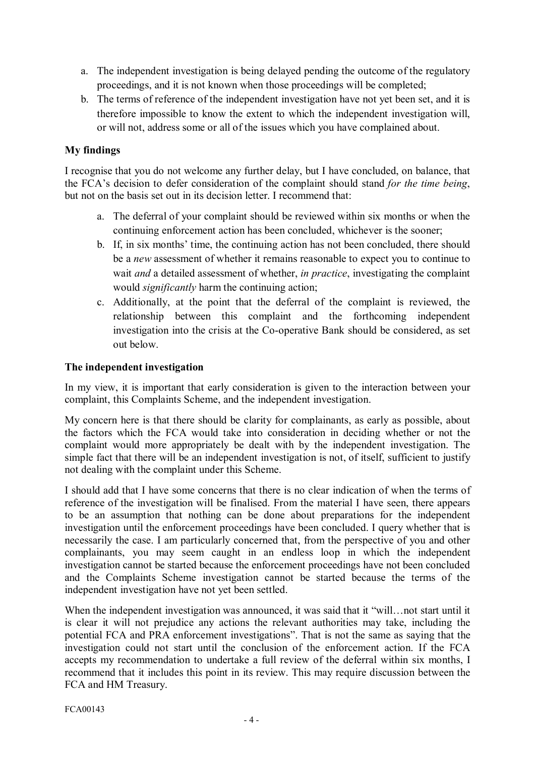a. The independent investigation is being delayed pending the outcome of the regulatory proceedings, and it is not known when those proceedings will be completed;

b. The terms of reference of the independent investigation have not yet been set, and it is therefore impossible to know the extent to which the independent investigation will, or will not, address some or all of the issues which you have complained about.

**My findings**

I recognise that you do not welcome any further delay, but I have concluded, on balance, that the FCA's decision to defer consideration of the complaint should stand *for the time being*, but not on the basis set out in its decision letter. I recommend that:

a. The deferral of your complaint should be reviewed within six months or when the continuing enforcement action has been concluded, whichever is the sooner;

b. If, in six months' time, the continuing action has not been concluded, there should be a *new* assessment of whether it remains reasonable to expect you to continue to wait *and* a detailed assessment of whether, *in practice*, investigating the complaint would *significantly* harm the continuing action;

c. Additionally, at the point that the deferral of the complaint is reviewed, the relationship between this complaint and the forthcoming independent investigation into the crisis at the Co-operative Bank should be considered, as set out below.

**The independent investigation**

In my view, it is important that early consideration is given to the interaction between your complaint, this Complaints Scheme, and the independent investigation.

My concern here is that there should be clarity for complainants, as early as possible, about the factors which the FCA would take into consideration in deciding whether or not the complaint would more appropriately be dealt with by the independent investigation. The simple fact that there will be an independent investigation is not, of itself, sufficient to justify not dealing with the complaint under this Scheme.

I should add that I have some concerns that there is no clear indication of when the terms of reference of the investigation will be finalised. From the material I have seen, there appears to be an assumption that nothing can be done about preparations for the independent investigation until the enforcement proceedings have been concluded. I query whether that is necessarily the case. I am particularly concerned that, from the perspective of you and other complainants, you may seem caught in an endless loop in which the independent investigation cannot be started because the enforcement proceedings have not been concluded and the Complaints Scheme investigation cannot be started because the terms of the independent investigation have not yet been settled.

When the independent investigation was announced, it was said that it "will…not start until it is clear it will not prejudice any actions the relevant authorities may take, including the potential FCA and PRA enforcement investigations". That is not the same as saying that the investigation could not start until the conclusion of the enforcement action. If the FCA accepts my recommendation to undertake a full review of the deferral within six months, I recommend that it includes this point in its review. This may require discussion between the FCA and HM Treasury.

FCA00143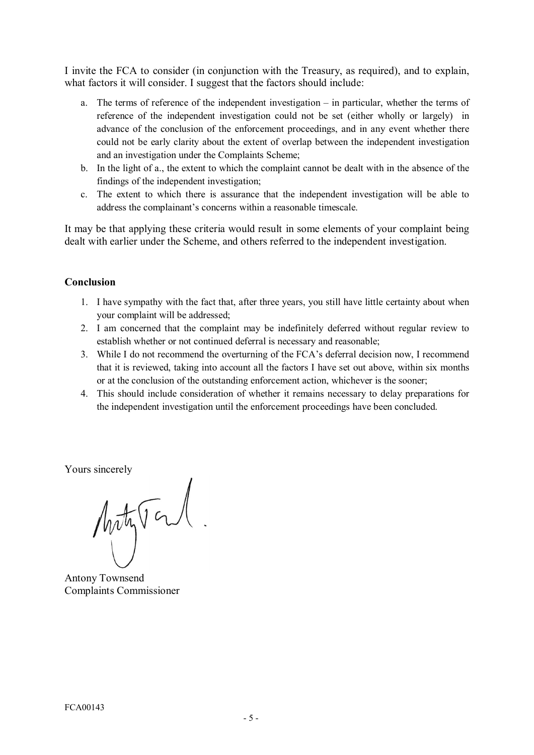I invite the FCA to consider (in conjunction with the Treasury, as required), and to explain, what factors it will consider. I suggest that the factors should include:

a. The terms of reference of the independent investigation – in particular, whether the terms of reference of the independent investigation could not be set (either wholly or largely) in advance of the conclusion of the enforcement proceedings, and in any event whether there could not be early clarity about the extent of overlap between the independent investigation and an investigation under the Complaints Scheme;
b. In the light of a., the extent to which the complaint cannot be dealt with in the absence of the findings of the independent investigation;
c. The extent to which there is assurance that the independent investigation will be able to address the complainant's concerns within a reasonable timescale.

It may be that applying these criteria would result in some elements of your complaint being dealt with earlier under the Scheme, and others referred to the independent investigation.

**Conclusion**

1. I have sympathy with the fact that, after three years, you still have little certainty about when your complaint will be addressed;
2. I am concerned that the complaint may be indefinitely deferred without regular review to establish whether or not continued deferral is necessary and reasonable;
3. While I do not recommend the overturning of the FCA's deferral decision now, I recommend that it is reviewed, taking into account all the factors I have set out above, within six months or at the conclusion of the outstanding enforcement action, whichever is the sooner;
4. This should include consideration of whether it remains necessary to delay preparations for the independent investigation until the enforcement proceedings have been concluded.

Yours sincerely

Antony Townsend
Complaints Commissioner

FCA00143